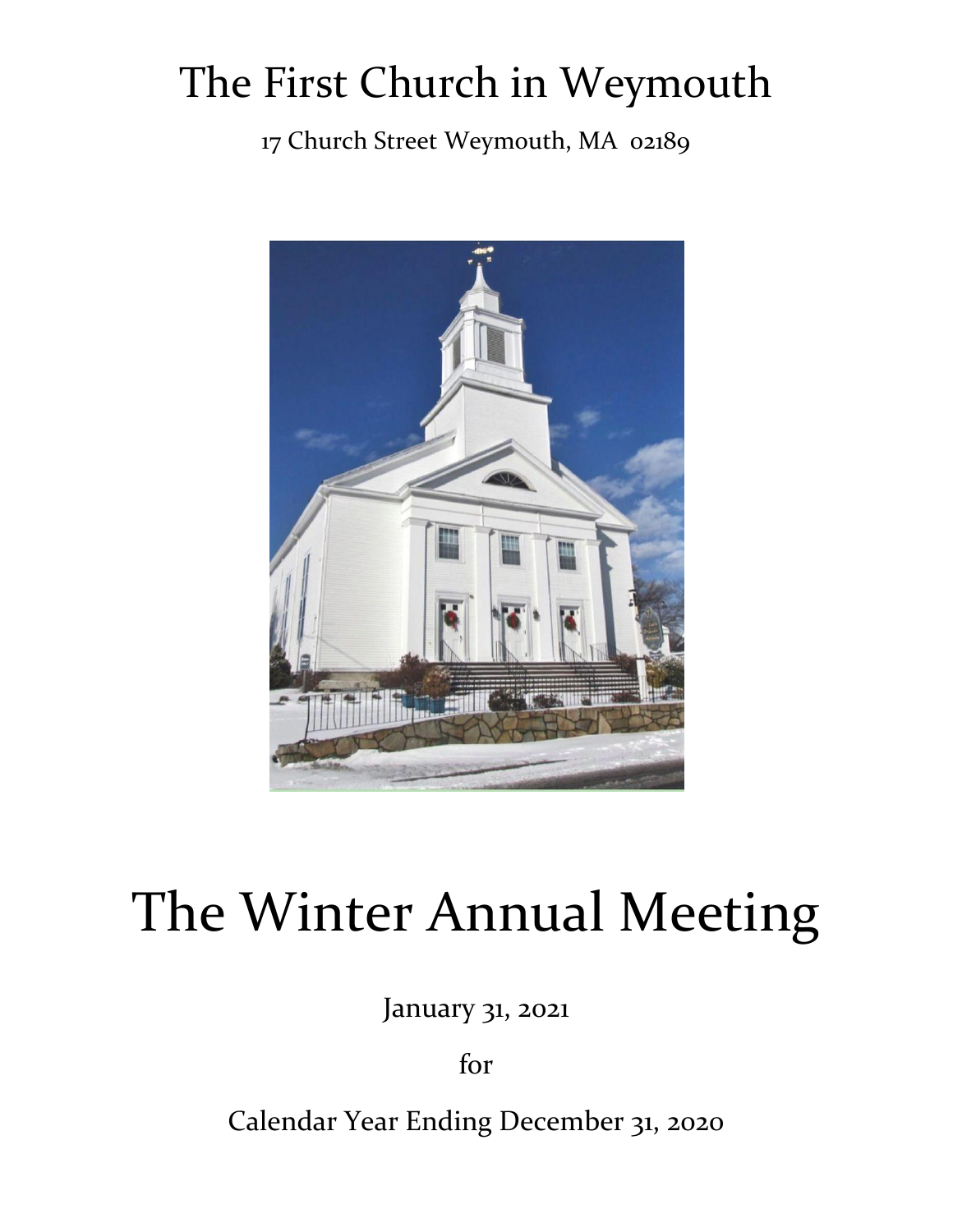# The First Church in Weymouth

17 Church Street Weymouth, MA 02189

# The Winter Annual Meeting

January 31, 2021

for

Calendar Year Ending December 31, 2020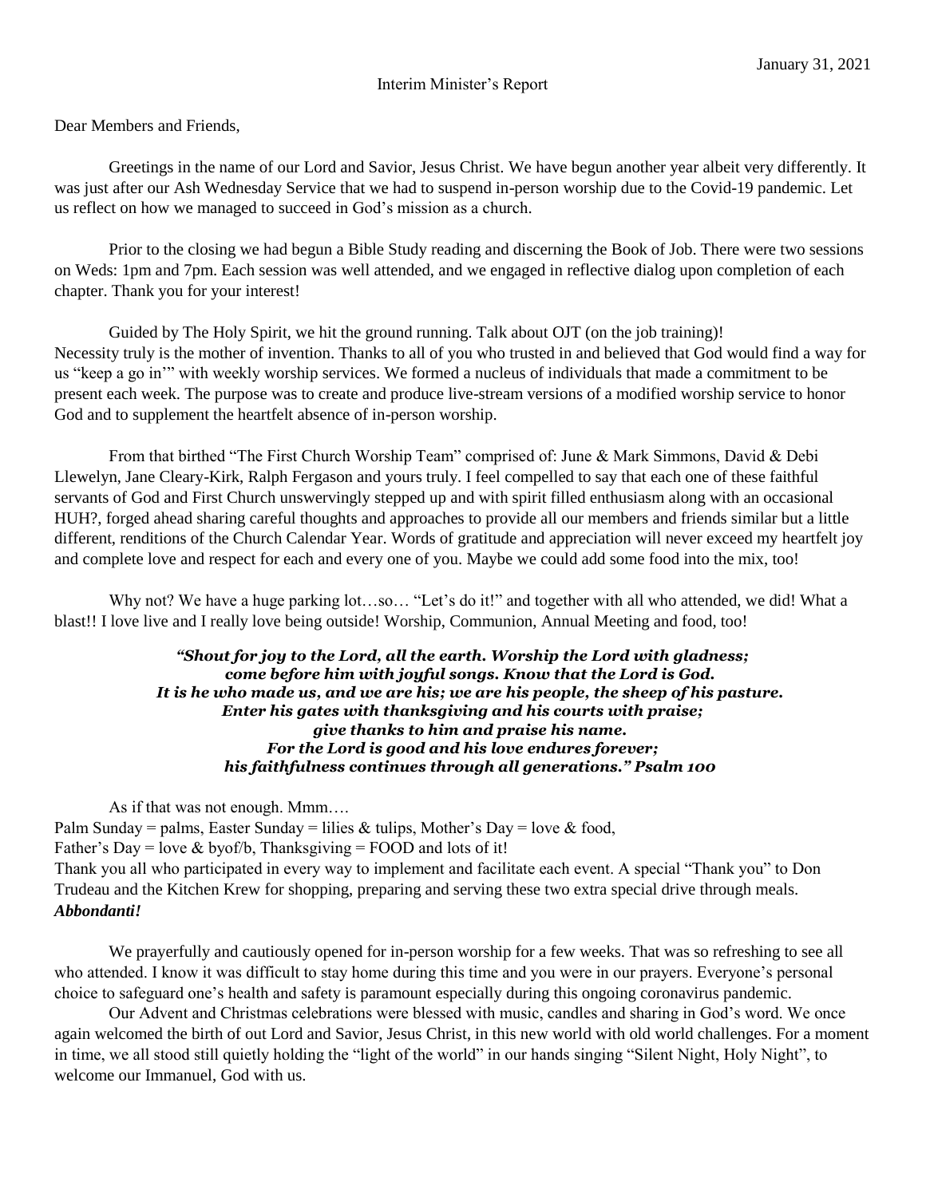January 31, 2021

Interim Minister's Report

Dear Members and Friends,

Greetings in the name of our Lord and Savior, Jesus Christ. We have begun another year albeit very differently. It was just after our Ash Wednesday Service that we had to suspend in-person worship due to the Covid-19 pandemic. Let us reflect on how we managed to succeed in God's mission as a church.

Prior to the closing we had begun a Bible Study reading and discerning the Book of Job. There were two sessions on Weds: 1pm and 7pm. Each session was well attended, and we engaged in reflective dialog upon completion of each chapter. Thank you for your interest!

Guided by The Holy Spirit, we hit the ground running. Talk about OJT (on the job training)! Necessity truly is the mother of invention. Thanks to all of you who trusted in and believed that God would find a way for us "keep a go in'" with weekly worship services. We formed a nucleus of individuals that made a commitment to be present each week. The purpose was to create and produce live-stream versions of a modified worship service to honor God and to supplement the heartfelt absence of in-person worship.

From that birthed "The First Church Worship Team" comprised of: June & Mark Simmons, David & Debi Llewelyn, Jane Cleary-Kirk, Ralph Fergason and yours truly. I feel compelled to say that each one of these faithful servants of God and First Church unswervingly stepped up and with spirit filled enthusiasm along with an occasional HUH?, forged ahead sharing careful thoughts and approaches to provide all our members and friends similar but a little different, renditions of the Church Calendar Year. Words of gratitude and appreciation will never exceed my heartfelt joy and complete love and respect for each and every one of you. Maybe we could add some food into the mix, too!

Why not? We have a huge parking lot…so… "Let's do it!" and together with all who attended, we did! What a blast!! I love live and I really love being outside! Worship, Communion, Annual Meeting and food, too!

***"Shout for joy to the Lord, all the earth. Worship the Lord with gladness; come before him with joyful songs. Know that the Lord is God. It is he who made us, and we are his; we are his people, the sheep of his pasture. Enter his gates with thanksgiving and his courts with praise; give thanks to him and praise his name. For the Lord is good and his love endures forever; his faithfulness continues through all generations." Psalm 100***

As if that was not enough. Mmm….
Palm Sunday = palms, Easter Sunday = lilies & tulips, Mother's Day = love & food,
Father's Day = love & byof/b, Thanksgiving = FOOD and lots of it!
Thank you all who participated in every way to implement and facilitate each event. A special "Thank you" to Don Trudeau and the Kitchen Krew for shopping, preparing and serving these two extra special drive through meals.
***Abbondanti!***

We prayerfully and cautiously opened for in-person worship for a few weeks. That was so refreshing to see all who attended. I know it was difficult to stay home during this time and you were in our prayers. Everyone's personal choice to safeguard one's health and safety is paramount especially during this ongoing coronavirus pandemic.

Our Advent and Christmas celebrations were blessed with music, candles and sharing in God's word. We once again welcomed the birth of out Lord and Savior, Jesus Christ, in this new world with old world challenges. For a moment in time, we all stood still quietly holding the "light of the world" in our hands singing "Silent Night, Holy Night", to welcome our Immanuel, God with us.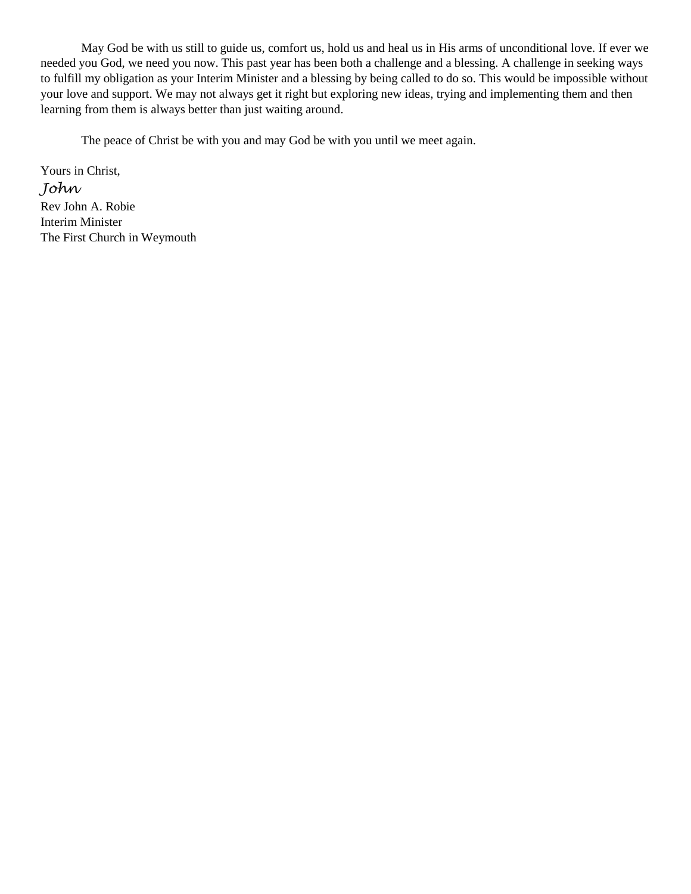May God be with us still to guide us, comfort us, hold us and heal us in His arms of unconditional love. If ever we needed you God, we need you now. This past year has been both a challenge and a blessing. A challenge in seeking ways to fulfill my obligation as your Interim Minister and a blessing by being called to do so. This would be impossible without your love and support. We may not always get it right but exploring new ideas, trying and implementing them and then learning from them is always better than just waiting around.

The peace of Christ be with you and may God be with you until we meet again.

Yours in Christ,
*John*
Rev John A. Robie
Interim Minister
The First Church in Weymouth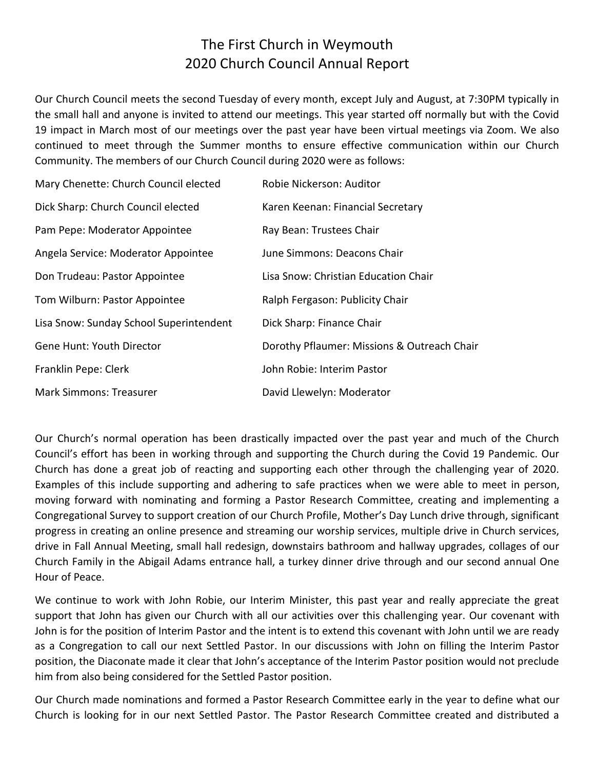# The First Church in Weymouth
# 2020 Church Council Annual Report

Our Church Council meets the second Tuesday of every month, except July and August, at 7:30PM typically in the small hall and anyone is invited to attend our meetings. This year started off normally but with the Covid 19 impact in March most of our meetings over the past year have been virtual meetings via Zoom. We also continued to meet through the Summer months to ensure effective communication within our Church Community. The members of our Church Council during 2020 were as follows:

| | |
|---|---|
| Mary Chenette: Church Council elected | Robie Nickerson: Auditor |
| Dick Sharp: Church Council elected | Karen Keenan: Financial Secretary |
| Pam Pepe: Moderator Appointee | Ray Bean: Trustees Chair |
| Angela Service: Moderator Appointee | June Simmons: Deacons Chair |
| Don Trudeau: Pastor Appointee | Lisa Snow: Christian Education Chair |
| Tom Wilburn: Pastor Appointee | Ralph Fergason: Publicity Chair |
| Lisa Snow: Sunday School Superintendent | Dick Sharp: Finance Chair |
| Gene Hunt: Youth Director | Dorothy Pflaumer: Missions & Outreach Chair |
| Franklin Pepe: Clerk | John Robie: Interim Pastor |
| Mark Simmons: Treasurer | David Llewelyn: Moderator |

Our Church's normal operation has been drastically impacted over the past year and much of the Church Council's effort has been in working through and supporting the Church during the Covid 19 Pandemic. Our Church has done a great job of reacting and supporting each other through the challenging year of 2020. Examples of this include supporting and adhering to safe practices when we were able to meet in person, moving forward with nominating and forming a Pastor Research Committee, creating and implementing a Congregational Survey to support creation of our Church Profile, Mother's Day Lunch drive through, significant progress in creating an online presence and streaming our worship services, multiple drive in Church services, drive in Fall Annual Meeting, small hall redesign, downstairs bathroom and hallway upgrades, collages of our Church Family in the Abigail Adams entrance hall, a turkey dinner drive through and our second annual One Hour of Peace.

We continue to work with John Robie, our Interim Minister, this past year and really appreciate the great support that John has given our Church with all our activities over this challenging year. Our covenant with John is for the position of Interim Pastor and the intent is to extend this covenant with John until we are ready as a Congregation to call our next Settled Pastor. In our discussions with John on filling the Interim Pastor position, the Diaconate made it clear that John's acceptance of the Interim Pastor position would not preclude him from also being considered for the Settled Pastor position.

Our Church made nominations and formed a Pastor Research Committee early in the year to define what our Church is looking for in our next Settled Pastor. The Pastor Research Committee created and distributed a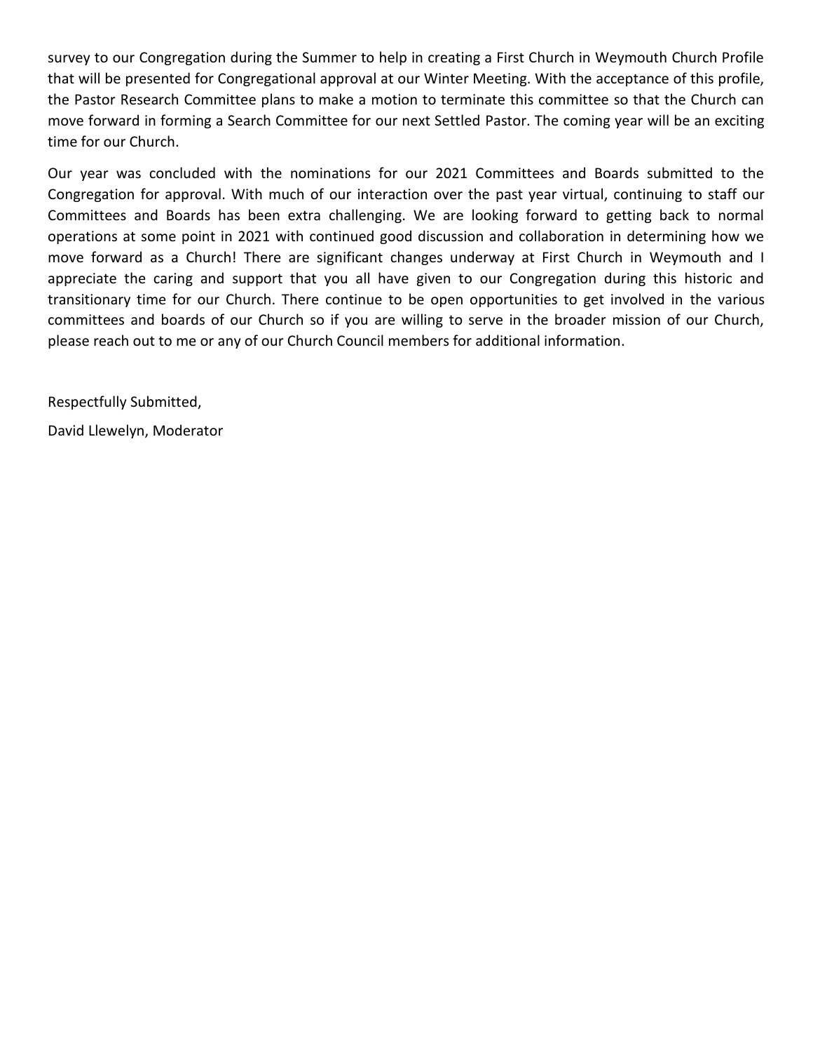survey to our Congregation during the Summer to help in creating a First Church in Weymouth Church Profile that will be presented for Congregational approval at our Winter Meeting. With the acceptance of this profile, the Pastor Research Committee plans to make a motion to terminate this committee so that the Church can move forward in forming a Search Committee for our next Settled Pastor. The coming year will be an exciting time for our Church.

Our year was concluded with the nominations for our 2021 Committees and Boards submitted to the Congregation for approval. With much of our interaction over the past year virtual, continuing to staff our Committees and Boards has been extra challenging. We are looking forward to getting back to normal operations at some point in 2021 with continued good discussion and collaboration in determining how we move forward as a Church! There are significant changes underway at First Church in Weymouth and I appreciate the caring and support that you all have given to our Congregation during this historic and transitionary time for our Church. There continue to be open opportunities to get involved in the various committees and boards of our Church so if you are willing to serve in the broader mission of our Church, please reach out to me or any of our Church Council members for additional information.

Respectfully Submitted,

David Llewelyn, Moderator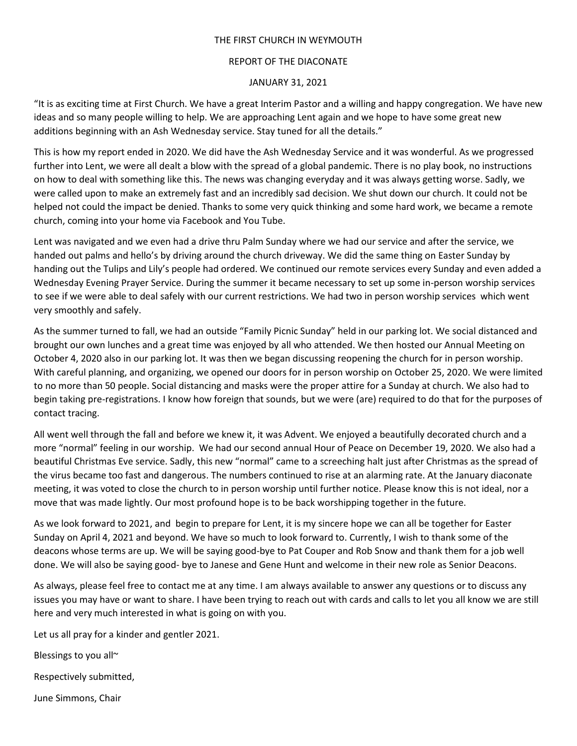# THE FIRST CHURCH IN WEYMOUTH

## REPORT OF THE DIACONATE

### JANUARY 31, 2021

"It is as exciting time at First Church. We have a great Interim Pastor and a willing and happy congregation. We have new ideas and so many people willing to help. We are approaching Lent again and we hope to have some great new additions beginning with an Ash Wednesday service. Stay tuned for all the details."

This is how my report ended in 2020. We did have the Ash Wednesday Service and it was wonderful. As we progressed further into Lent, we were all dealt a blow with the spread of a global pandemic. There is no play book, no instructions on how to deal with something like this. The news was changing everyday and it was always getting worse. Sadly, we were called upon to make an extremely fast and an incredibly sad decision. We shut down our church. It could not be helped not could the impact be denied. Thanks to some very quick thinking and some hard work, we became a remote church, coming into your home via Facebook and You Tube.

Lent was navigated and we even had a drive thru Palm Sunday where we had our service and after the service, we handed out palms and hello's by driving around the church driveway. We did the same thing on Easter Sunday by handing out the Tulips and Lily's people had ordered. We continued our remote services every Sunday and even added a Wednesday Evening Prayer Service. During the summer it became necessary to set up some in-person worship services to see if we were able to deal safely with our current restrictions. We had two in person worship services which went very smoothly and safely.

As the summer turned to fall, we had an outside "Family Picnic Sunday" held in our parking lot. We social distanced and brought our own lunches and a great time was enjoyed by all who attended. We then hosted our Annual Meeting on October 4, 2020 also in our parking lot. It was then we began discussing reopening the church for in person worship. With careful planning, and organizing, we opened our doors for in person worship on October 25, 2020. We were limited to no more than 50 people. Social distancing and masks were the proper attire for a Sunday at church. We also had to begin taking pre-registrations. I know how foreign that sounds, but we were (are) required to do that for the purposes of contact tracing.

All went well through the fall and before we knew it, it was Advent. We enjoyed a beautifully decorated church and a more "normal" feeling in our worship. We had our second annual Hour of Peace on December 19, 2020. We also had a beautiful Christmas Eve service. Sadly, this new "normal" came to a screeching halt just after Christmas as the spread of the virus became too fast and dangerous. The numbers continued to rise at an alarming rate. At the January diaconate meeting, it was voted to close the church to in person worship until further notice. Please know this is not ideal, nor a move that was made lightly. Our most profound hope is to be back worshipping together in the future.

As we look forward to 2021, and begin to prepare for Lent, it is my sincere hope we can all be together for Easter Sunday on April 4, 2021 and beyond. We have so much to look forward to. Currently, I wish to thank some of the deacons whose terms are up. We will be saying good-bye to Pat Couper and Rob Snow and thank them for a job well done. We will also be saying good- bye to Janese and Gene Hunt and welcome in their new role as Senior Deacons.

As always, please feel free to contact me at any time. I am always available to answer any questions or to discuss any issues you may have or want to share. I have been trying to reach out with cards and calls to let you all know we are still here and very much interested in what is going on with you.

Let us all pray for a kinder and gentler 2021.

Blessings to you all~

Respectively submitted,

June Simmons, Chair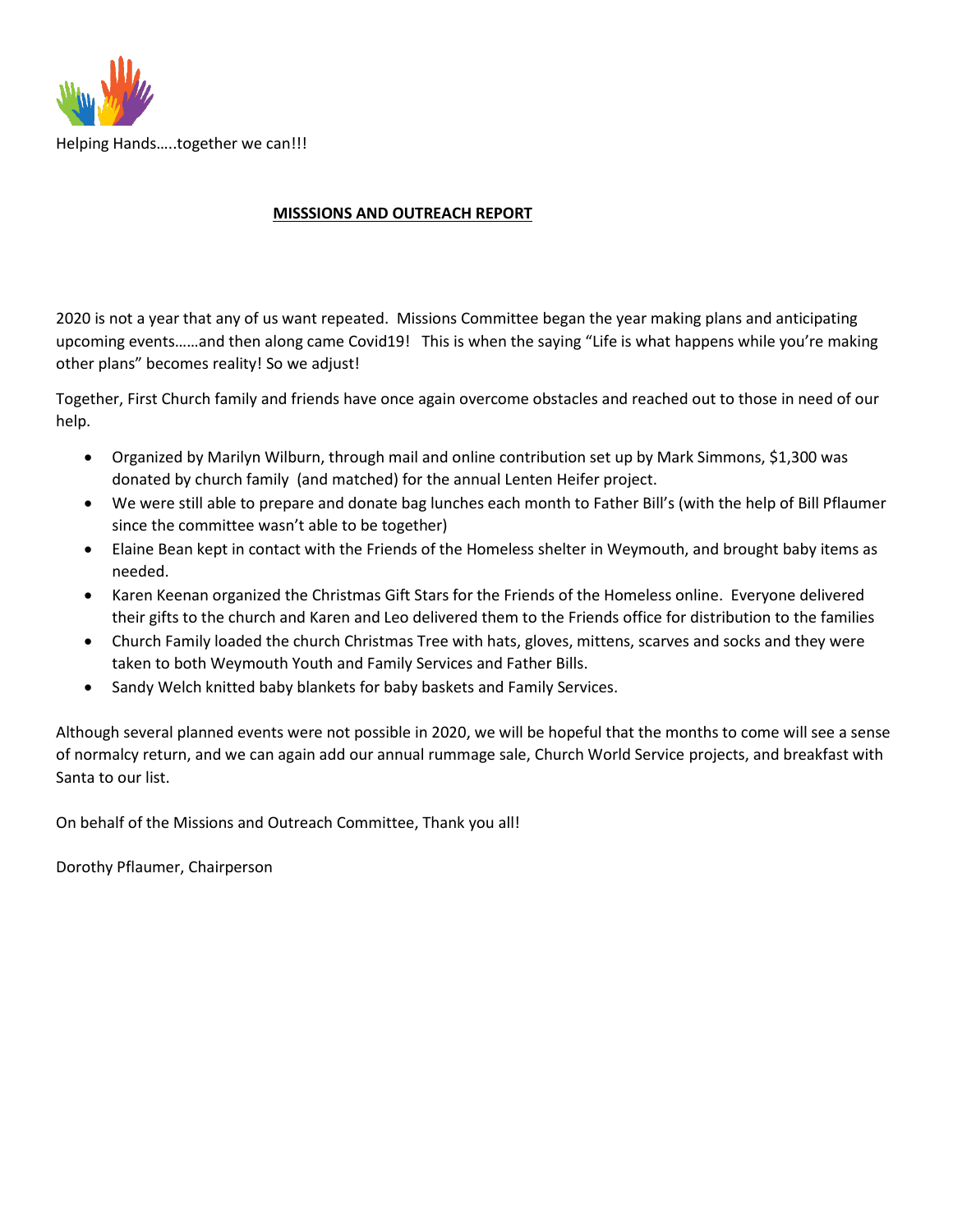Helping Hands…..together we can!!!

**MISSSIONS AND OUTREACH REPORT**

2020 is not a year that any of us want repeated. Missions Committee began the year making plans and anticipating upcoming events……and then along came Covid19! This is when the saying "Life is what happens while you're making other plans" becomes reality! So we adjust!

Together, First Church family and friends have once again overcome obstacles and reached out to those in need of our help.

- Organized by Marilyn Wilburn, through mail and online contribution set up by Mark Simmons, $1,300 was donated by church family (and matched) for the annual Lenten Heifer project.
- We were still able to prepare and donate bag lunches each month to Father Bill's (with the help of Bill Pflaumer since the committee wasn't able to be together)
- Elaine Bean kept in contact with the Friends of the Homeless shelter in Weymouth, and brought baby items as needed.
- Karen Keenan organized the Christmas Gift Stars for the Friends of the Homeless online. Everyone delivered their gifts to the church and Karen and Leo delivered them to the Friends office for distribution to the families
- Church Family loaded the church Christmas Tree with hats, gloves, mittens, scarves and socks and they were taken to both Weymouth Youth and Family Services and Father Bills.
- Sandy Welch knitted baby blankets for baby baskets and Family Services.

Although several planned events were not possible in 2020, we will be hopeful that the months to come will see a sense of normalcy return, and we can again add our annual rummage sale, Church World Service projects, and breakfast with Santa to our list.

On behalf of the Missions and Outreach Committee, Thank you all!

Dorothy Pflaumer, Chairperson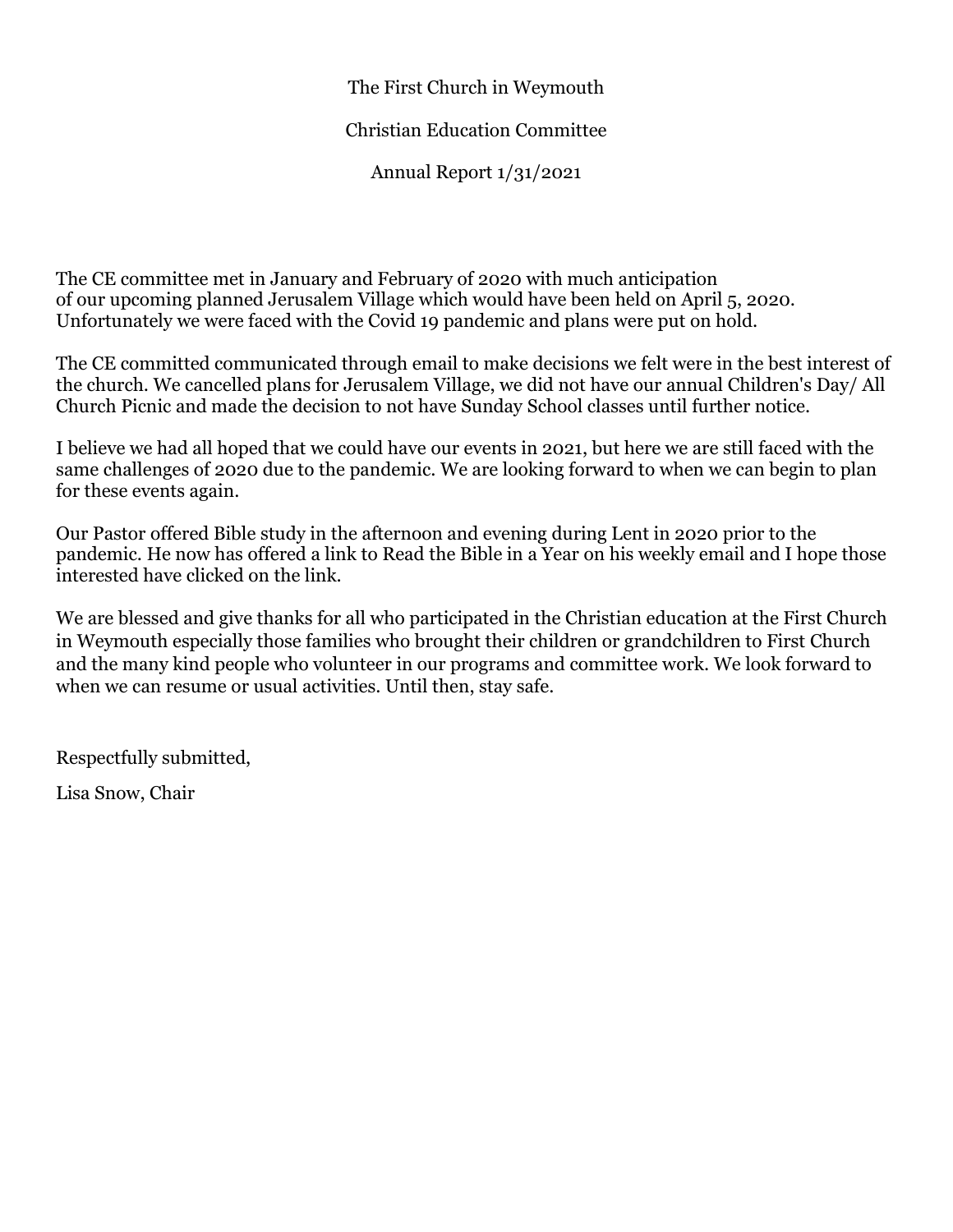The First Church in Weymouth

Christian Education Committee

Annual Report 1/31/2021

The CE committee met in January and February of 2020 with much anticipation of our upcoming planned Jerusalem Village which would have been held on April 5, 2020. Unfortunately we were faced with the Covid 19 pandemic and plans were put on hold.

The CE committed communicated through email to make decisions we felt were in the best interest of the church. We cancelled plans for Jerusalem Village, we did not have our annual Children's Day/ All Church Picnic and made the decision to not have Sunday School classes until further notice.

I believe we had all hoped that we could have our events in 2021, but here we are still faced with the same challenges of 2020 due to the pandemic. We are looking forward to when we can begin to plan for these events again.

Our Pastor offered Bible study in the afternoon and evening during Lent in 2020 prior to the pandemic. He now has offered a link to Read the Bible in a Year on his weekly email and I hope those interested have clicked on the link.

We are blessed and give thanks for all who participated in the Christian education at the First Church in Weymouth especially those families who brought their children or grandchildren to First Church and the many kind people who volunteer in our programs and committee work. We look forward to when we can resume or usual activities. Until then, stay safe.

Respectfully submitted,

Lisa Snow, Chair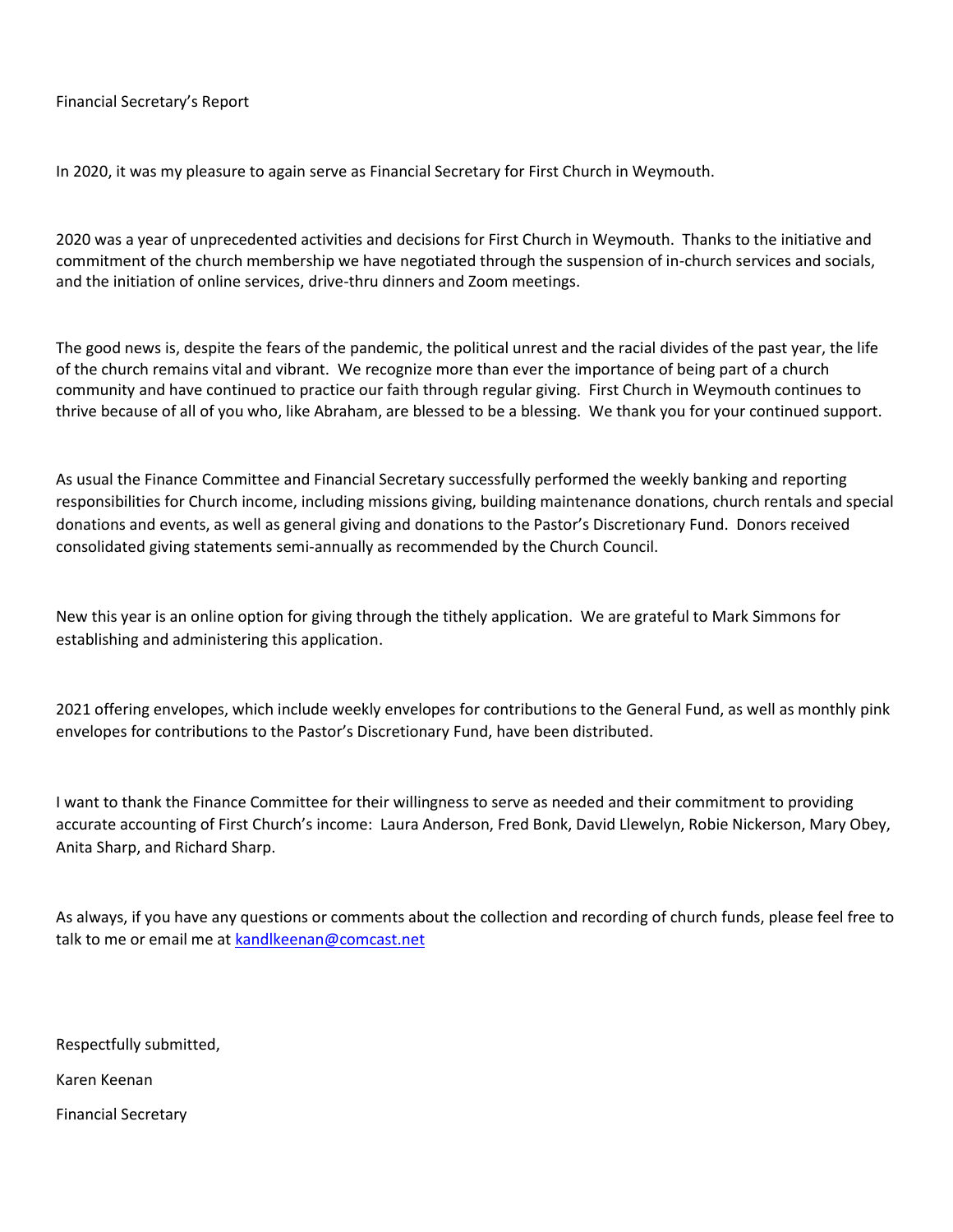# Financial Secretary's Report

In 2020, it was my pleasure to again serve as Financial Secretary for First Church in Weymouth.

2020 was a year of unprecedented activities and decisions for First Church in Weymouth. Thanks to the initiative and commitment of the church membership we have negotiated through the suspension of in-church services and socials, and the initiation of online services, drive-thru dinners and Zoom meetings.

The good news is, despite the fears of the pandemic, the political unrest and the racial divides of the past year, the life of the church remains vital and vibrant. We recognize more than ever the importance of being part of a church community and have continued to practice our faith through regular giving. First Church in Weymouth continues to thrive because of all of you who, like Abraham, are blessed to be a blessing. We thank you for your continued support.

As usual the Finance Committee and Financial Secretary successfully performed the weekly banking and reporting responsibilities for Church income, including missions giving, building maintenance donations, church rentals and special donations and events, as well as general giving and donations to the Pastor's Discretionary Fund. Donors received consolidated giving statements semi-annually as recommended by the Church Council.

New this year is an online option for giving through the tithely application. We are grateful to Mark Simmons for establishing and administering this application.

2021 offering envelopes, which include weekly envelopes for contributions to the General Fund, as well as monthly pink envelopes for contributions to the Pastor's Discretionary Fund, have been distributed.

I want to thank the Finance Committee for their willingness to serve as needed and their commitment to providing accurate accounting of First Church's income: Laura Anderson, Fred Bonk, David Llewelyn, Robie Nickerson, Mary Obey, Anita Sharp, and Richard Sharp.

As always, if you have any questions or comments about the collection and recording of church funds, please feel free to talk to me or email me at kandlkeenan@comcast.net

Respectfully submitted,

Karen Keenan

Financial Secretary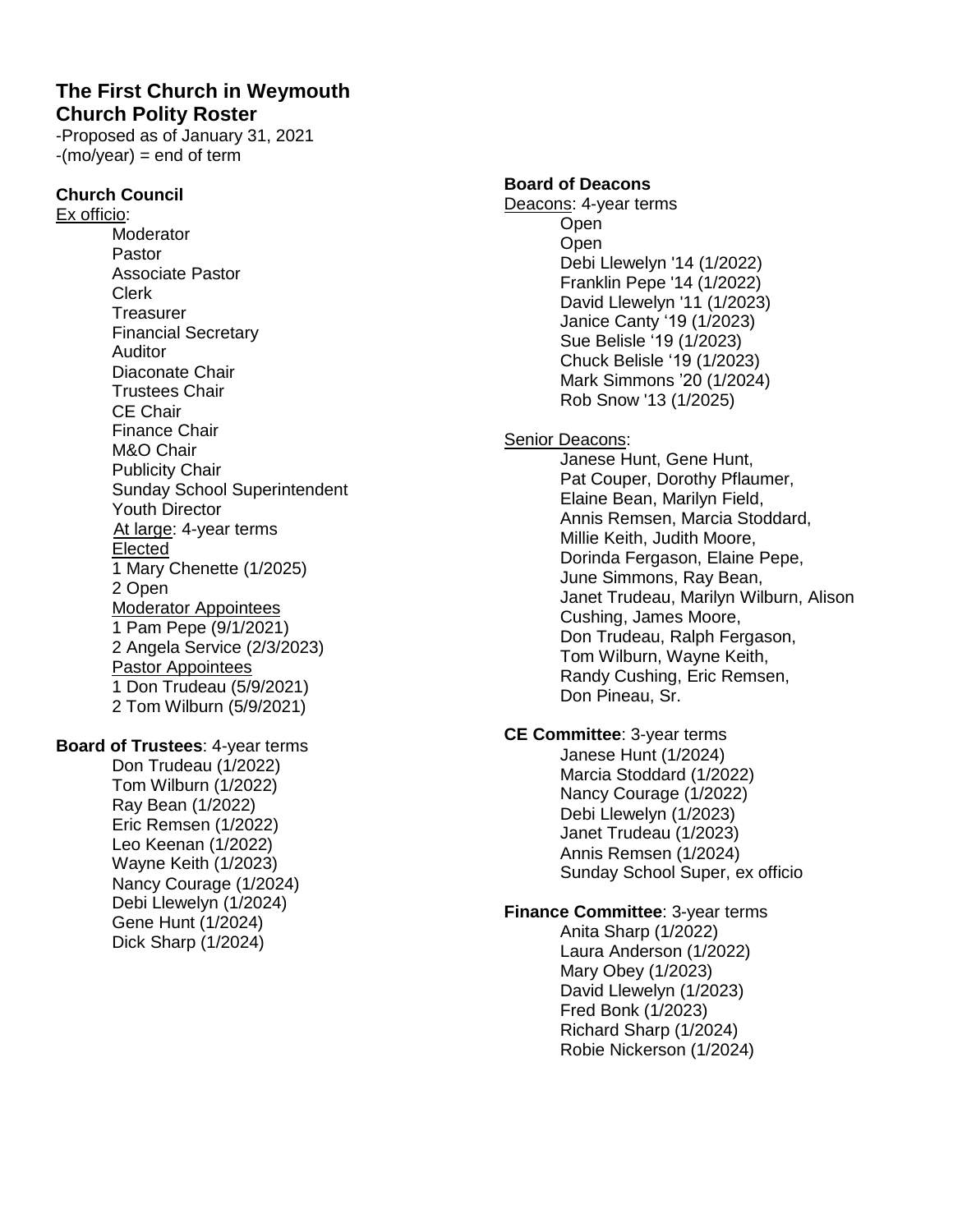# The First Church in Weymouth
## Church Polity Roster

-Proposed as of January 31, 2021
-(mo/year) = end of term

### Church Council

Ex officio:

- Moderator
- Pastor
- Associate Pastor
- Clerk
- Treasurer
- Financial Secretary
- Auditor
- Diaconate Chair
- Trustees Chair
- CE Chair
- Finance Chair
- M&O Chair
- Publicity Chair
- Sunday School Superintendent
- Youth Director

At large: 4-year terms

Elected
1 Mary Chenette (1/2025)
2 Open

Moderator Appointees
1 Pam Pepe (9/1/2021)
2 Angela Service (2/3/2023)

Pastor Appointees
1 Don Trudeau (5/9/2021)
2 Tom Wilburn (5/9/2021)

### Board of Trustees: 4-year terms

- Don Trudeau (1/2022)
- Tom Wilburn (1/2022)
- Ray Bean (1/2022)
- Eric Remsen (1/2022)
- Leo Keenan (1/2022)
- Wayne Keith (1/2023)
- Nancy Courage (1/2024)
- Debi Llewelyn (1/2024)
- Gene Hunt (1/2024)
- Dick Sharp (1/2024)

### Board of Deacons

Deacons: 4-year terms

- Open
- Open
- Debi Llewelyn '14 (1/2022)
- Franklin Pepe '14 (1/2022)
- David Llewelyn '11 (1/2023)
- Janice Canty '19 (1/2023)
- Sue Belisle '19 (1/2023)
- Chuck Belisle '19 (1/2023)
- Mark Simmons '20 (1/2024)
- Rob Snow '13 (1/2025)

Senior Deacons:

Janese Hunt, Gene Hunt,
Pat Couper, Dorothy Pflaumer,
Elaine Bean, Marilyn Field,
Annis Remsen, Marcia Stoddard,
Millie Keith, Judith Moore,
Dorinda Fergason, Elaine Pepe,
June Simmons, Ray Bean,
Janet Trudeau, Marilyn Wilburn, Alison Cushing, James Moore,
Don Trudeau, Ralph Fergason,
Tom Wilburn, Wayne Keith,
Randy Cushing, Eric Remsen,
Don Pineau, Sr.

### CE Committee: 3-year terms

- Janese Hunt (1/2024)
- Marcia Stoddard (1/2022)
- Nancy Courage (1/2022)
- Debi Llewelyn (1/2023)
- Janet Trudeau (1/2023)
- Annis Remsen (1/2024)
- Sunday School Super, ex officio

### Finance Committee: 3-year terms

- Anita Sharp (1/2022)
- Laura Anderson (1/2022)
- Mary Obey (1/2023)
- David Llewelyn (1/2023)
- Fred Bonk (1/2023)
- Richard Sharp (1/2024)
- Robie Nickerson (1/2024)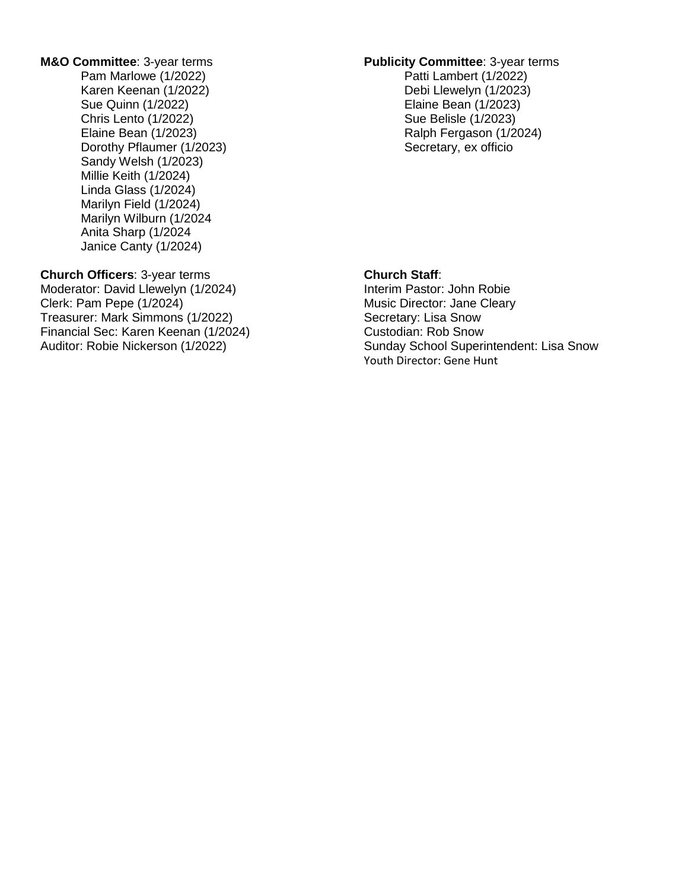**M&O Committee**: 3-year terms

- Pam Marlowe (1/2022)
- Karen Keenan (1/2022)
- Sue Quinn (1/2022)
- Chris Lento (1/2022)
- Elaine Bean (1/2023)
- Dorothy Pflaumer (1/2023)
- Sandy Welsh (1/2023)
- Millie Keith (1/2024)
- Linda Glass (1/2024)
- Marilyn Field (1/2024)
- Marilyn Wilburn (1/2024
- Anita Sharp (1/2024
- Janice Canty (1/2024)

**Publicity Committee**: 3-year terms

- Patti Lambert (1/2022)
- Debi Llewelyn (1/2023)
- Elaine Bean (1/2023)
- Sue Belisle (1/2023)
- Ralph Fergason (1/2024)
- Secretary, ex officio

**Church Officers**: 3-year terms

Moderator: David Llewelyn (1/2024)
Clerk: Pam Pepe (1/2024)
Treasurer: Mark Simmons (1/2022)
Financial Sec: Karen Keenan (1/2024)
Auditor: Robie Nickerson (1/2022)

**Church Staff**:

Interim Pastor: John Robie
Music Director: Jane Cleary
Secretary: Lisa Snow
Custodian: Rob Snow
Sunday School Superintendent: Lisa Snow
Youth Director: Gene Hunt